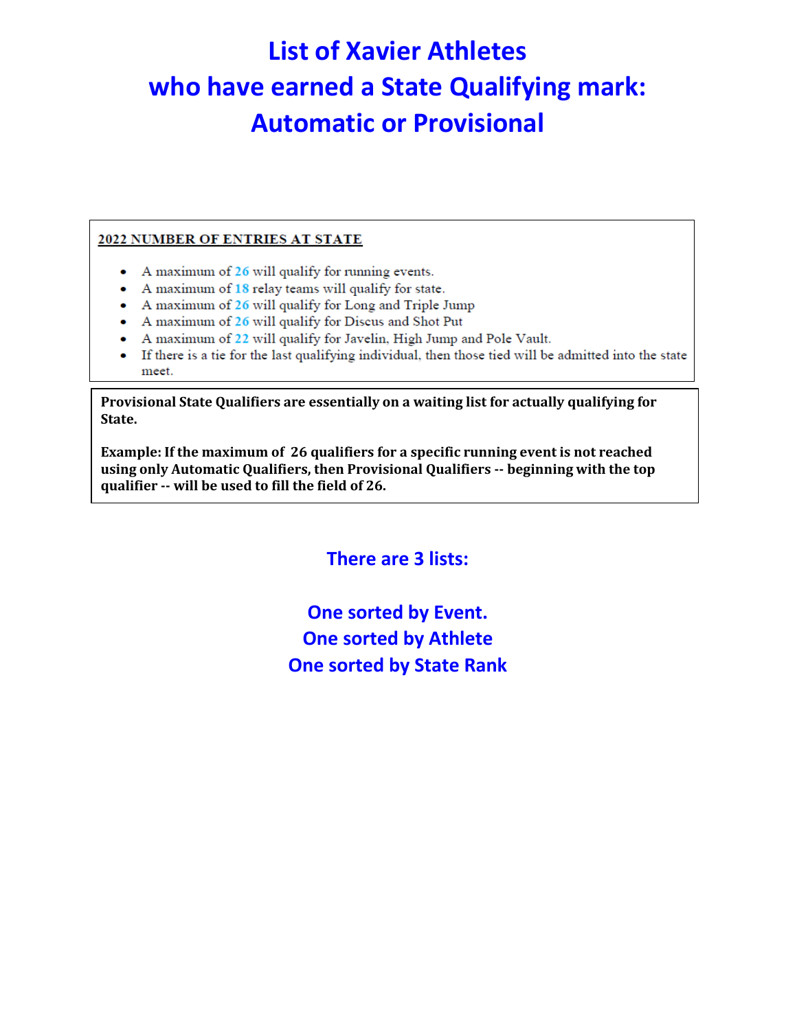# List of Xavier Athletes who have earned a State Qualifying mark: Automatic or Provisional

**2022 NUMBER OF ENTRIES AT STATE**

- A maximum of 26 will qualify for running events.
- A maximum of 18 relay teams will qualify for state.
- A maximum of 26 will qualify for Long and Triple Jump
- A maximum of 26 will qualify for Discus and Shot Put
- A maximum of 22 will qualify for Javelin, High Jump and Pole Vault.
- If there is a tie for the last qualifying individual, then those tied will be admitted into the state meet.

**Provisional State Qualifiers are essentially on a waiting list for actually qualifying for State.**

**Example: If the maximum of 26 qualifiers for a specific running event is not reached using only Automatic Qualifiers, then Provisional Qualifiers -- beginning with the top qualifier -- will be used to fill the field of 26.**

## There are 3 lists:

**One sorted by Event.**
**One sorted by Athlete**
**One sorted by State Rank**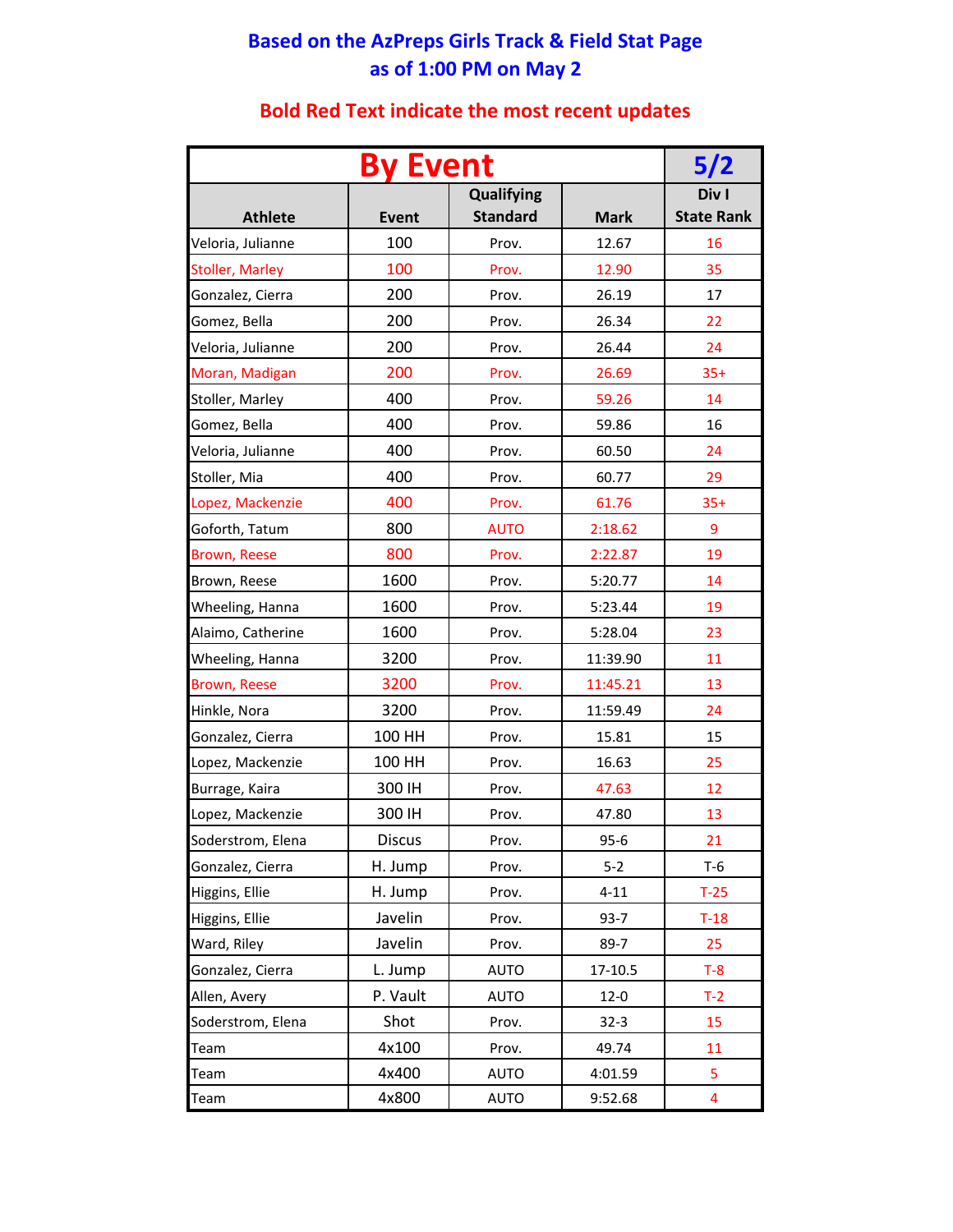**Based on the AzPreps Girls Track & Field Stat Page**
**as of 1:00 PM on May 2**

**Bold Red Text indicate the most recent updates**

| By Event | | | | 5/2 |
|---|---|---|---|---|
| Athlete | Event | Qualifying Standard | Mark | Div I State Rank |
| Veloria, Julianne | 100 | Prov. | 12.67 | 16 |
| Stoller, Marley | 100 | Prov. | 12.90 | 35 |
| Gonzalez, Cierra | 200 | Prov. | 26.19 | 17 |
| Gomez, Bella | 200 | Prov. | 26.34 | 22 |
| Veloria, Julianne | 200 | Prov. | 26.44 | 24 |
| Moran, Madigan | 200 | Prov. | 26.69 | 35+ |
| Stoller, Marley | 400 | Prov. | 59.26 | 14 |
| Gomez, Bella | 400 | Prov. | 59.86 | 16 |
| Veloria, Julianne | 400 | Prov. | 60.50 | 24 |
| Stoller, Mia | 400 | Prov. | 60.77 | 29 |
| Lopez, Mackenzie | 400 | Prov. | 61.76 | 35+ |
| Goforth, Tatum | 800 | AUTO | 2:18.62 | 9 |
| Brown, Reese | 800 | Prov. | 2:22.87 | 19 |
| Brown, Reese | 1600 | Prov. | 5:20.77 | 14 |
| Wheeling, Hanna | 1600 | Prov. | 5:23.44 | 19 |
| Alaimo, Catherine | 1600 | Prov. | 5:28.04 | 23 |
| Wheeling, Hanna | 3200 | Prov. | 11:39.90 | 11 |
| Brown, Reese | 3200 | Prov. | 11:45.21 | 13 |
| Hinkle, Nora | 3200 | Prov. | 11:59.49 | 24 |
| Gonzalez, Cierra | 100 HH | Prov. | 15.81 | 15 |
| Lopez, Mackenzie | 100 HH | Prov. | 16.63 | 25 |
| Burrage, Kaira | 300 IH | Prov. | 47.63 | 12 |
| Lopez, Mackenzie | 300 IH | Prov. | 47.80 | 13 |
| Soderstrom, Elena | Discus | Prov. | 95-6 | 21 |
| Gonzalez, Cierra | H. Jump | Prov. | 5-2 | T-6 |
| Higgins, Ellie | H. Jump | Prov. | 4-11 | T-25 |
| Higgins, Ellie | Javelin | Prov. | 93-7 | T-18 |
| Ward, Riley | Javelin | Prov. | 89-7 | 25 |
| Gonzalez, Cierra | L. Jump | AUTO | 17-10.5 | T-8 |
| Allen, Avery | P. Vault | AUTO | 12-0 | T-2 |
| Soderstrom, Elena | Shot | Prov. | 32-3 | 15 |
| Team | 4x100 | Prov. | 49.74 | 11 |
| Team | 4x400 | AUTO | 4:01.59 | 5 |
| Team | 4x800 | AUTO | 9:52.68 | 4 |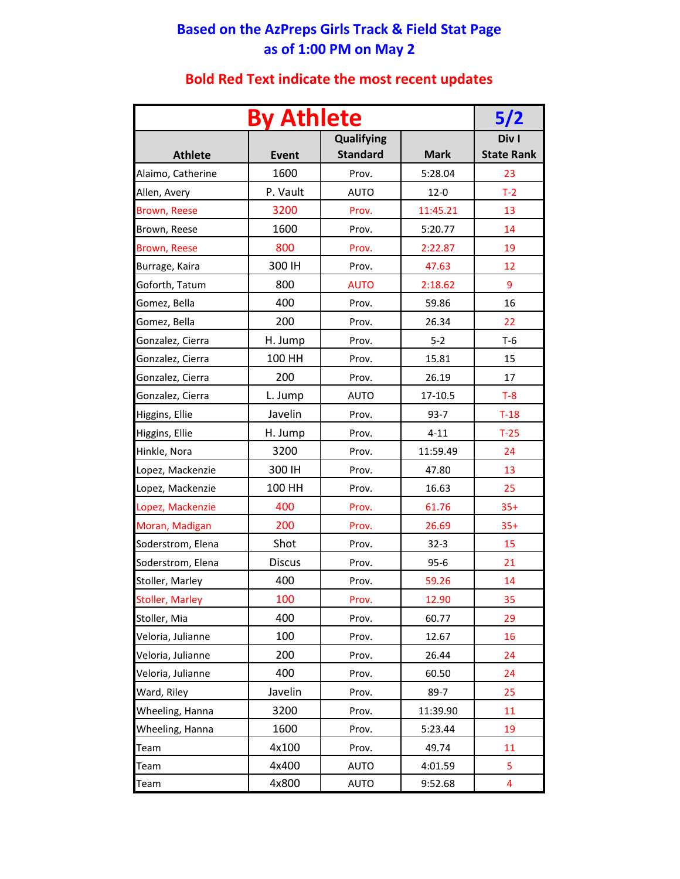**Based on the AzPreps Girls Track & Field Stat Page**
**as of 1:00 PM on May 2**

**Bold Red Text indicate the most recent updates**

| By Athlete | | | | 5/2 |
|---|---|---|---|---|
| **Athlete** | **Event** | **Qualifying Standard** | **Mark** | **Div I State Rank** |
| Alaimo, Catherine | 1600 | Prov. | 5:28.04 | 23 |
| Allen, Avery | P. Vault | AUTO | 12-0 | T-2 |
| Brown, Reese | 3200 | Prov. | 11:45.21 | 13 |
| Brown, Reese | 1600 | Prov. | 5:20.77 | 14 |
| Brown, Reese | 800 | Prov. | 2:22.87 | 19 |
| Burrage, Kaira | 300 IH | Prov. | 47.63 | 12 |
| Goforth, Tatum | 800 | AUTO | 2:18.62 | 9 |
| Gomez, Bella | 400 | Prov. | 59.86 | 16 |
| Gomez, Bella | 200 | Prov. | 26.34 | 22 |
| Gonzalez, Cierra | H. Jump | Prov. | 5-2 | T-6 |
| Gonzalez, Cierra | 100 HH | Prov. | 15.81 | 15 |
| Gonzalez, Cierra | 200 | Prov. | 26.19 | 17 |
| Gonzalez, Cierra | L. Jump | AUTO | 17-10.5 | T-8 |
| Higgins, Ellie | Javelin | Prov. | 93-7 | T-18 |
| Higgins, Ellie | H. Jump | Prov. | 4-11 | T-25 |
| Hinkle, Nora | 3200 | Prov. | 11:59.49 | 24 |
| Lopez, Mackenzie | 300 IH | Prov. | 47.80 | 13 |
| Lopez, Mackenzie | 100 HH | Prov. | 16.63 | 25 |
| Lopez, Mackenzie | 400 | Prov. | 61.76 | 35+ |
| Moran, Madigan | 200 | Prov. | 26.69 | 35+ |
| Soderstrom, Elena | Shot | Prov. | 32-3 | 15 |
| Soderstrom, Elena | Discus | Prov. | 95-6 | 21 |
| Stoller, Marley | 400 | Prov. | 59.26 | 14 |
| Stoller, Marley | 100 | Prov. | 12.90 | 35 |
| Stoller, Mia | 400 | Prov. | 60.77 | 29 |
| Veloria, Julianne | 100 | Prov. | 12.67 | 16 |
| Veloria, Julianne | 200 | Prov. | 26.44 | 24 |
| Veloria, Julianne | 400 | Prov. | 60.50 | 24 |
| Ward, Riley | Javelin | Prov. | 89-7 | 25 |
| Wheeling, Hanna | 3200 | Prov. | 11:39.90 | 11 |
| Wheeling, Hanna | 1600 | Prov. | 5:23.44 | 19 |
| Team | 4x100 | Prov. | 49.74 | 11 |
| Team | 4x400 | AUTO | 4:01.59 | 5 |
| Team | 4x800 | AUTO | 9:52.68 | 4 |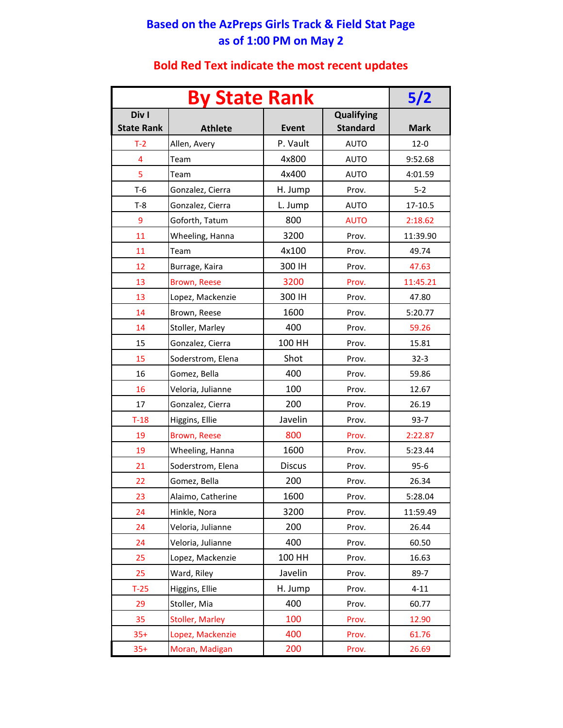# Based on the AzPreps Girls Track & Field Stat Page as of 1:00 PM on May 2

**Bold Red Text indicate the most recent updates**

| By State Rank | | | | 5/2 |
|---|---|---|---|---|
| Div I State Rank | Athlete | Event | Qualifying Standard | Mark |
| T-2 | Allen, Avery | P. Vault | AUTO | 12-0 |
| 4 | Team | 4x800 | AUTO | 9:52.68 |
| 5 | Team | 4x400 | AUTO | 4:01.59 |
| T-6 | Gonzalez, Cierra | H. Jump | Prov. | 5-2 |
| T-8 | Gonzalez, Cierra | L. Jump | AUTO | 17-10.5 |
| 9 | Goforth, Tatum | 800 | AUTO | 2:18.62 |
| 11 | Wheeling, Hanna | 3200 | Prov. | 11:39.90 |
| 11 | Team | 4x100 | Prov. | 49.74 |
| 12 | Burrage, Kaira | 300 IH | Prov. | 47.63 |
| 13 | Brown, Reese | 3200 | Prov. | 11:45.21 |
| 13 | Lopez, Mackenzie | 300 IH | Prov. | 47.80 |
| 14 | Brown, Reese | 1600 | Prov. | 5:20.77 |
| 14 | Stoller, Marley | 400 | Prov. | 59.26 |
| 15 | Gonzalez, Cierra | 100 HH | Prov. | 15.81 |
| 15 | Soderstrom, Elena | Shot | Prov. | 32-3 |
| 16 | Gomez, Bella | 400 | Prov. | 59.86 |
| 16 | Veloria, Julianne | 100 | Prov. | 12.67 |
| 17 | Gonzalez, Cierra | 200 | Prov. | 26.19 |
| T-18 | Higgins, Ellie | Javelin | Prov. | 93-7 |
| 19 | Brown, Reese | 800 | Prov. | 2:22.87 |
| 19 | Wheeling, Hanna | 1600 | Prov. | 5:23.44 |
| 21 | Soderstrom, Elena | Discus | Prov. | 95-6 |
| 22 | Gomez, Bella | 200 | Prov. | 26.34 |
| 23 | Alaimo, Catherine | 1600 | Prov. | 5:28.04 |
| 24 | Hinkle, Nora | 3200 | Prov. | 11:59.49 |
| 24 | Veloria, Julianne | 200 | Prov. | 26.44 |
| 24 | Veloria, Julianne | 400 | Prov. | 60.50 |
| 25 | Lopez, Mackenzie | 100 HH | Prov. | 16.63 |
| 25 | Ward, Riley | Javelin | Prov. | 89-7 |
| T-25 | Higgins, Ellie | H. Jump | Prov. | 4-11 |
| 29 | Stoller, Mia | 400 | Prov. | 60.77 |
| 35 | Stoller, Marley | 100 | Prov. | 12.90 |
| 35+ | Lopez, Mackenzie | 400 | Prov. | 61.76 |
| 35+ | Moran, Madigan | 200 | Prov. | 26.69 |